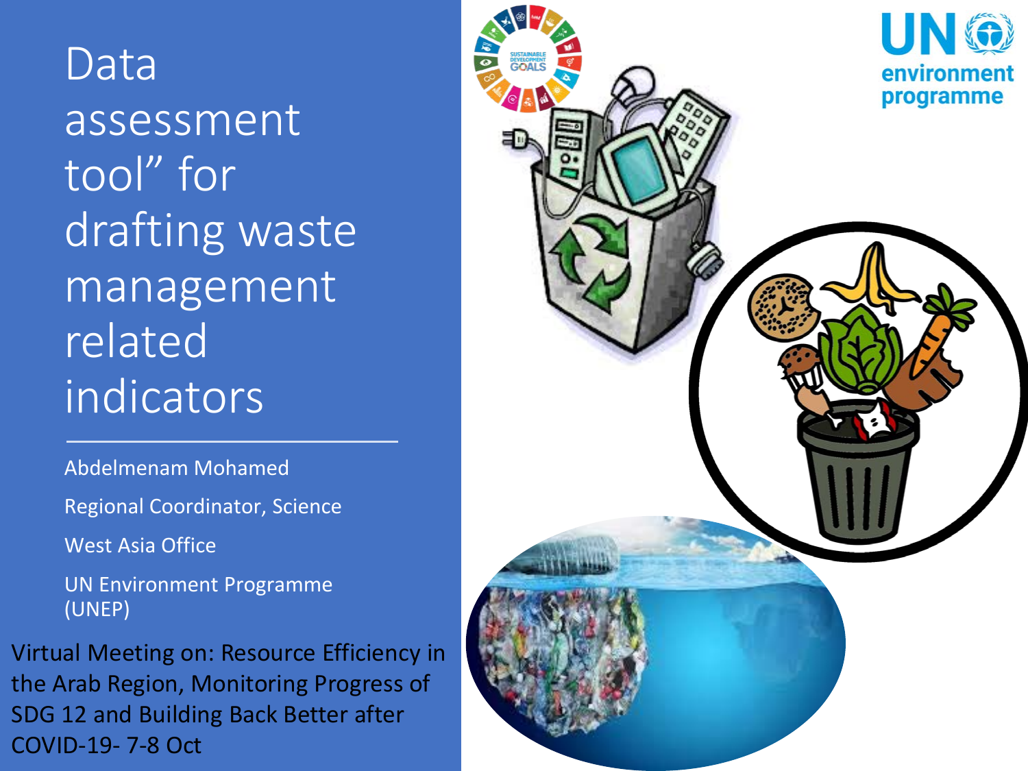# Data assessment tool" for drafting waste management related indicators

Abdelmenam Mohamed

Regional Coordinator, Science

West Asia Office

UN Environment Programme (UNEP)

Virtual Meeting on: Resource Efficiency in the Arab Region, Monitoring Progress of SDG 12 and Building Back Better after COVID-19- 7-8 Oct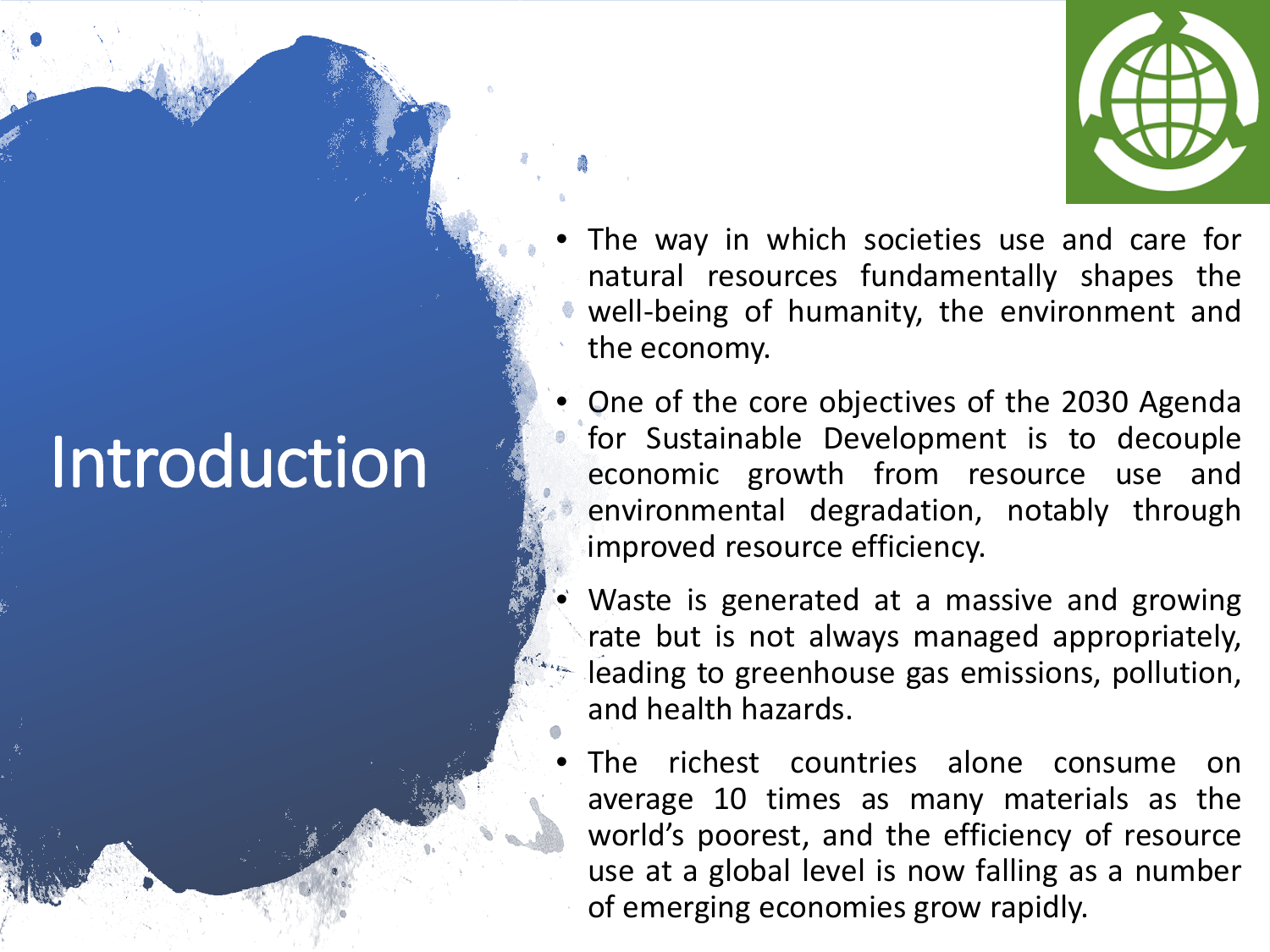# Introduction

- The way in which societies use and care for natural resources fundamentally shapes the well-being of humanity, the environment and the economy.
- One of the core objectives of the 2030 Agenda for Sustainable Development is to decouple economic growth from resource use and environmental degradation, notably through improved resource efficiency.
- Waste is generated at a massive and growing rate but is not always managed appropriately, leading to greenhouse gas emissions, pollution, and health hazards.
- The richest countries alone consume on average 10 times as many materials as the world's poorest, and the efficiency of resource use at a global level is now falling as a number of emerging economies grow rapidly.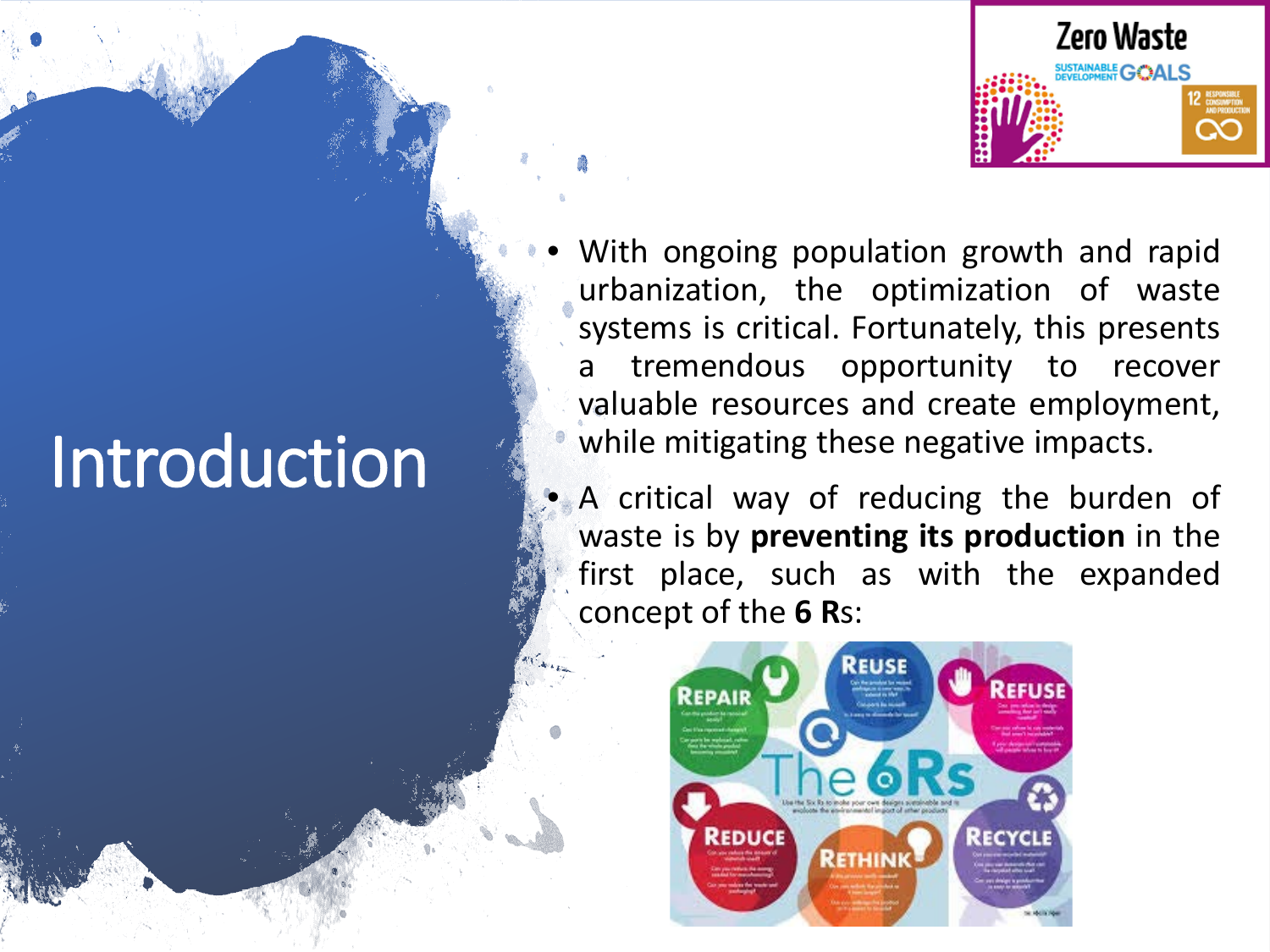# Introduction

- With ongoing population growth and rapid urbanization, the optimization of waste systems is critical. Fortunately, this presents a tremendous opportunity to recover valuable resources and create employment, while mitigating these negative impacts.
- A critical way of reducing the burden of waste is by **preventing its production** in the first place, such as with the expanded concept of the **6 R**s: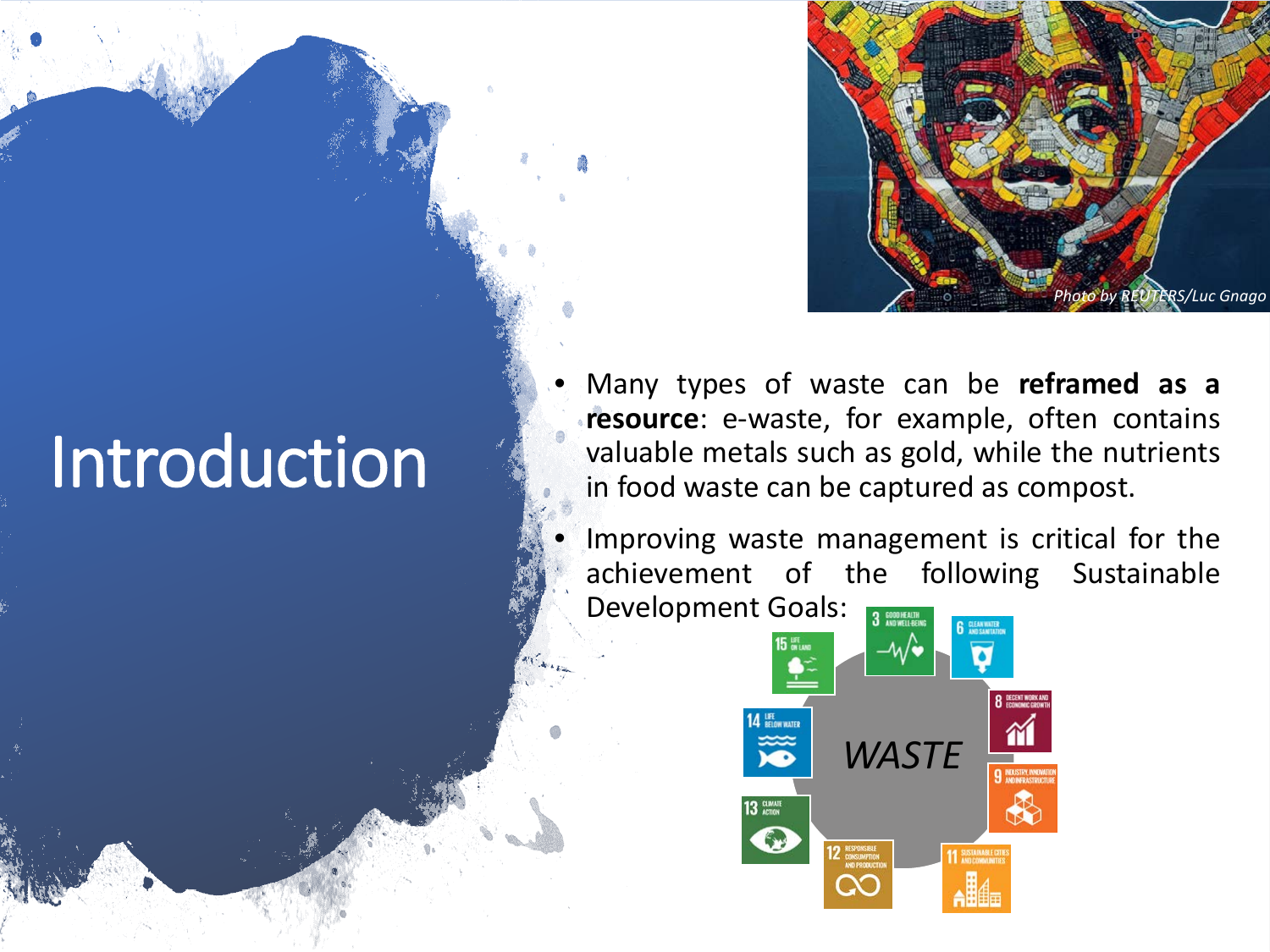# Introduction

*Photo by REUTERS/Luc Gnago*

- Many types of waste can be **reframed as a resource**: e-waste, for example, often contains valuable metals such as gold, while the nutrients in food waste can be captured as compost.
- Improving waste management is critical for the achievement of the following Sustainable Development Goals:

*WASTE*

3 GOOD HEALTH AND WELL-BEING

6 CLEAN WATER AND SANITATION

8 DECENT WORK AND ECONOMIC GROWTH

9 INDUSTRY, INNOVATION AND INFRASTRUCTURE

11 SUSTAINABLE CITIES AND COMMUNITIES

12 RESPONSIBLE CONSUMPTION AND PRODUCTION

13 CLIMATE ACTION

14 LIFE BELOW WATER

15 LIFE ON LAND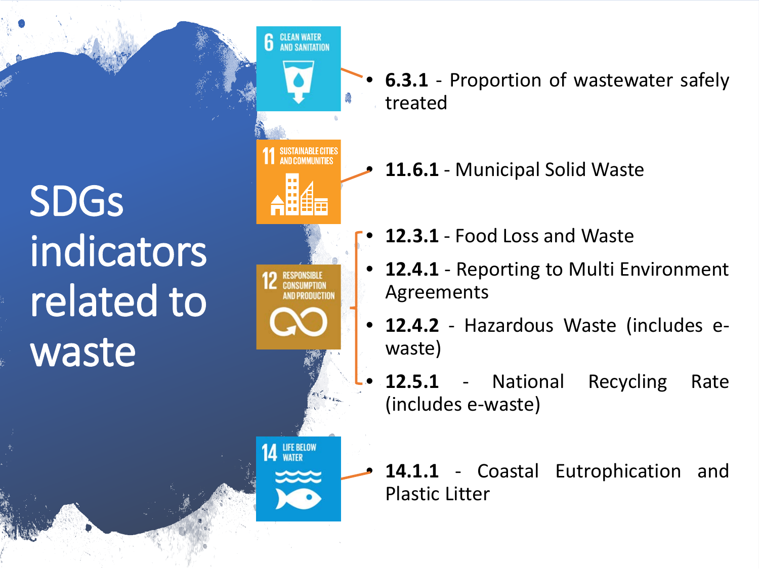# SDGs indicators related to waste

6 CLEAN WATER AND SANITATION

- **6.3.1** - Proportion of wastewater safely treated

11 SUSTAINABLE CITIES AND COMMUNITIES

- **11.6.1** - Municipal Solid Waste

12 RESPONSIBLE CONSUMPTION AND PRODUCTION

- **12.3.1** - Food Loss and Waste
- **12.4.1** - Reporting to Multi Environment Agreements
- **12.4.2** - Hazardous Waste (includes e-waste)
- **12.5.1** - National Recycling Rate (includes e-waste)

14 LIFE BELOW WATER

- **14.1.1** - Coastal Eutrophication and Plastic Litter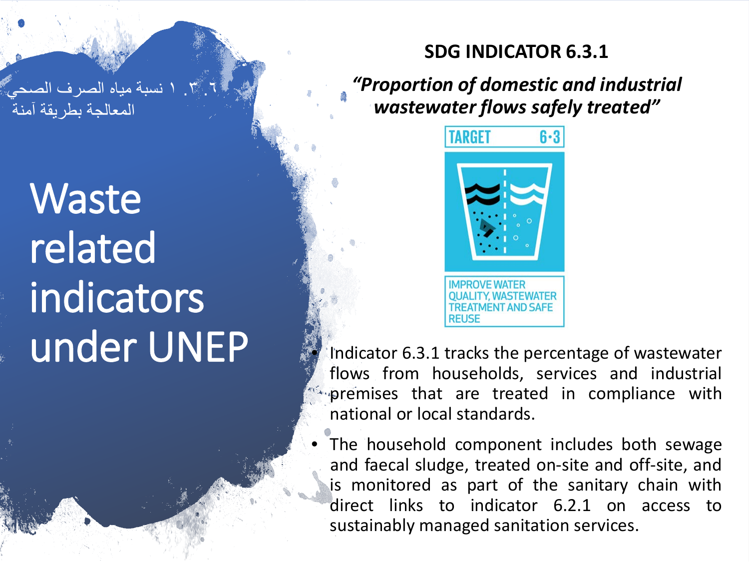٦.٣.١ نسبة مياه الصرف الصحي المعالجة بطريقة آمنة

# Waste related indicators under UNEP

## SDG INDICATOR 6.3.1

***"Proportion of domestic and industrial wastewater flows safely treated"***

TARGET 6.3

IMPROVE WATER QUALITY, WASTEWATER TREATMENT AND SAFE REUSE

- Indicator 6.3.1 tracks the percentage of wastewater flows from households, services and industrial premises that are treated in compliance with national or local standards.
- The household component includes both sewage and faecal sludge, treated on-site and off-site, and is monitored as part of the sanitary chain with direct links to indicator 6.2.1 on access to sustainably managed sanitation services.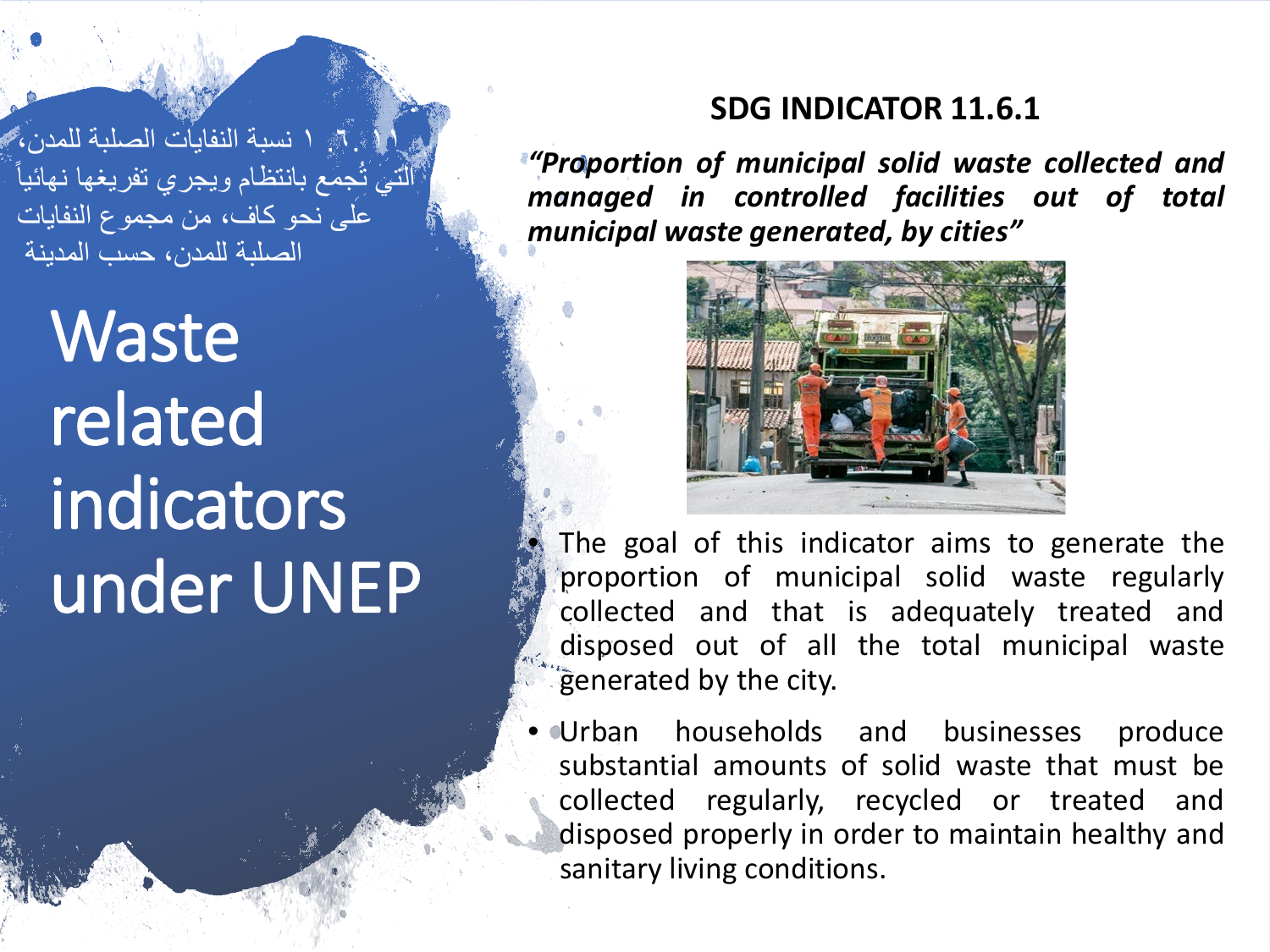١١.٦.١ نسبة النفايات الصلبة للمدن، التي تُجمع بانتظام ويجري تفريغها نهائياً على نحو كاف، من مجموع النفايات الصلبة للمدن، حسب المدينة

# Waste related indicators under UNEP

## SDG INDICATOR 11.6.1

***"Proportion of municipal solid waste collected and managed in controlled facilities out of total municipal waste generated, by cities"***

- The goal of this indicator aims to generate the proportion of municipal solid waste regularly collected and that is adequately treated and disposed out of all the total municipal waste generated by the city.
- Urban households and businesses produce substantial amounts of solid waste that must be collected regularly, recycled or treated and disposed properly in order to maintain healthy and sanitary living conditions.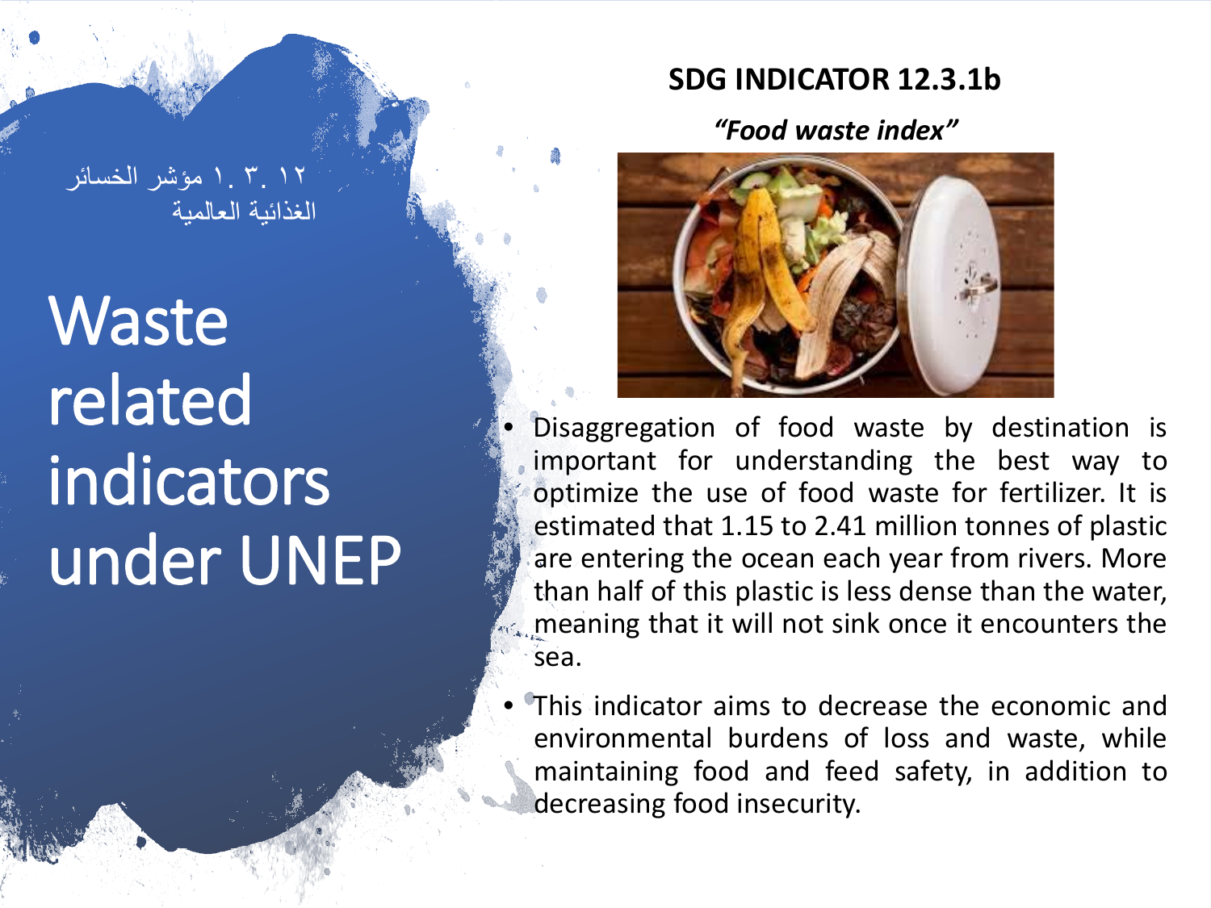١٢ . ٣ . ١ مؤشر الخسائر الغذائية العالمية

# Waste related indicators under UNEP

## SDG INDICATOR 12.3.1b

***"Food waste index"***

- Disaggregation of food waste by destination is important for understanding the best way to optimize the use of food waste for fertilizer. It is estimated that 1.15 to 2.41 million tonnes of plastic are entering the ocean each year from rivers. More than half of this plastic is less dense than the water, meaning that it will not sink once it encounters the sea.
- This indicator aims to decrease the economic and environmental burdens of loss and waste, while maintaining food and feed safety, in addition to decreasing food insecurity.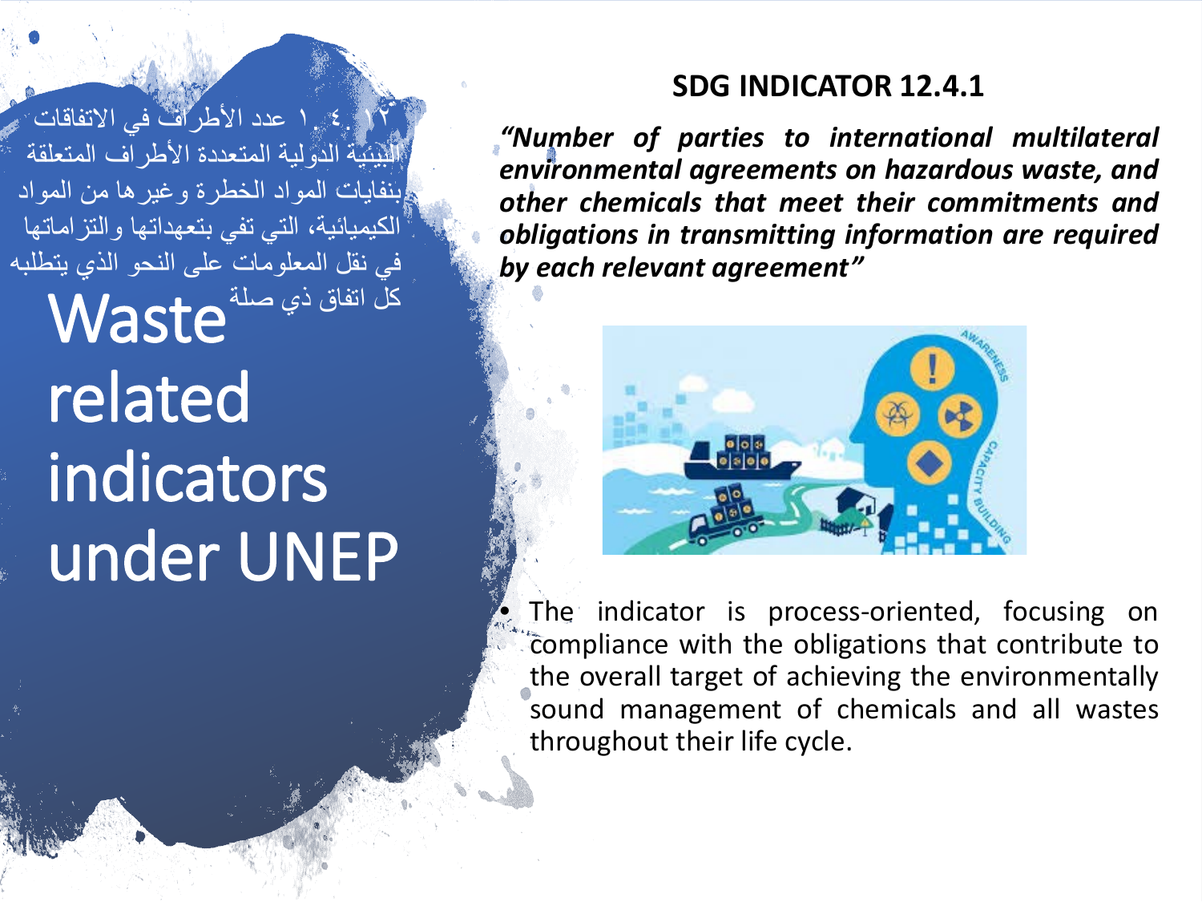١٢.٤.١ عدد الأطراف في الاتفاقات البيئية الدولية المتعددة الأطراف المتعلقة بنفايات المواد الخطرة وغيرها من المواد الكيميائية، التي تفي بتعهداتها والتزاماتها في نقل المعلومات على النحو الذي يتطلبه كل اتفاق ذي صلة

# Waste related indicators under UNEP

## SDG INDICATOR 12.4.1

***"Number of parties to international multilateral environmental agreements on hazardous waste, and other chemicals that meet their commitments and obligations in transmitting information are required by each relevant agreement"***

- The indicator is process-oriented, focusing on compliance with the obligations that contribute to the overall target of achieving the environmentally sound management of chemicals and all wastes throughout their life cycle.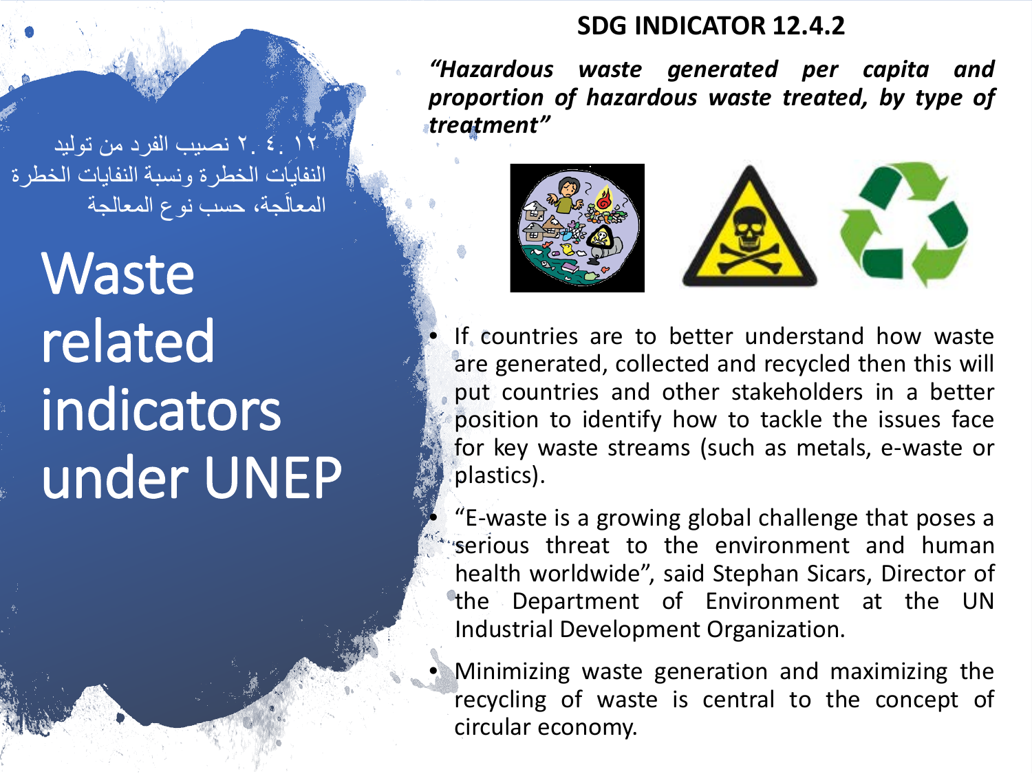١٢. ٤. ٢ نصيب الفرد من توليد النفايات الخطرة ونسبة النفايات الخطرة المعالَجة، حسب نوع المعالجة

# Waste related indicators under UNEP

## SDG INDICATOR 12.4.2

***"Hazardous waste generated per capita and proportion of hazardous waste treated, by type of treatment"***

- If countries are to better understand how waste are generated, collected and recycled then this will put countries and other stakeholders in a better position to identify how to tackle the issues face for key waste streams (such as metals, e-waste or plastics).
- "E-waste is a growing global challenge that poses a serious threat to the environment and human health worldwide", said Stephan Sicars, Director of the Department of Environment at the UN Industrial Development Organization.
- Minimizing waste generation and maximizing the recycling of waste is central to the concept of circular economy.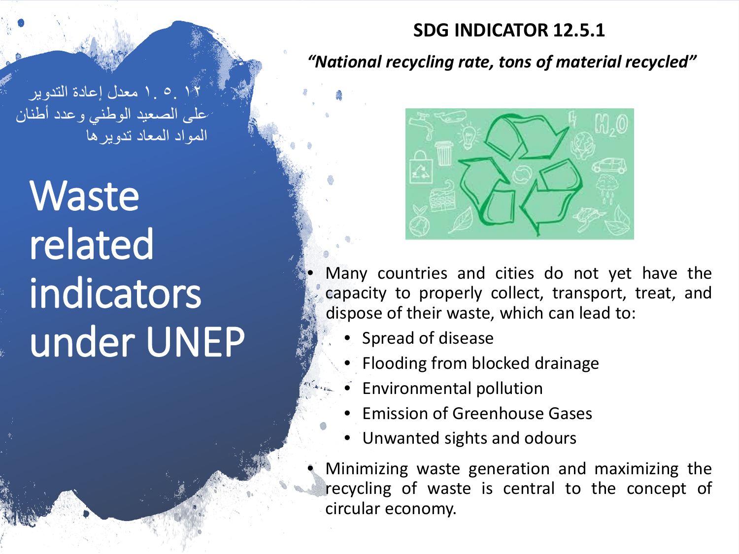١٢. ٥. ١ معدل إعادة التدوير على الصعيد الوطني وعدد أطنان المواد المعاد تدويرها

# Waste related indicators under UNEP

## SDG INDICATOR 12.5.1

***"National recycling rate, tons of material recycled"***

- Many countries and cities do not yet have the capacity to properly collect, transport, treat, and dispose of their waste, which can lead to:
  - Spread of disease
  - Flooding from blocked drainage
  - Environmental pollution
  - Emission of Greenhouse Gases
  - Unwanted sights and odours
- Minimizing waste generation and maximizing the recycling of waste is central to the concept of circular economy.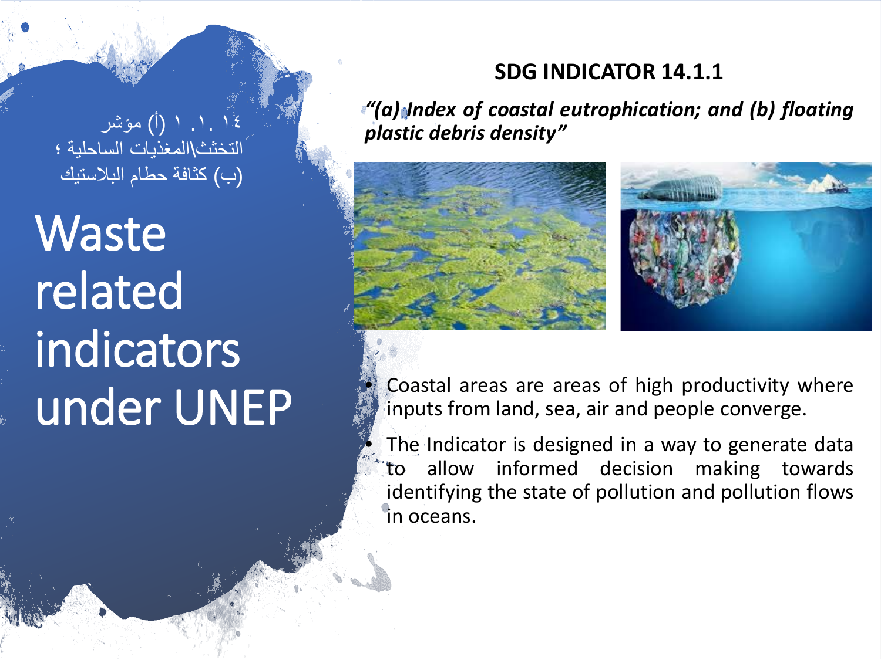١٤ . ١ . ١ (أ) مؤشر التخثث\المغذيات الساحلية ؛ (ب) كثافة حطام البلاستيك

# Waste related indicators under UNEP

## SDG INDICATOR 14.1.1

***"(a) Index of coastal eutrophication; and (b) floating plastic debris density"***

- Coastal areas are areas of high productivity where inputs from land, sea, air and people converge.
- The Indicator is designed in a way to generate data to allow informed decision making towards identifying the state of pollution and pollution flows in oceans.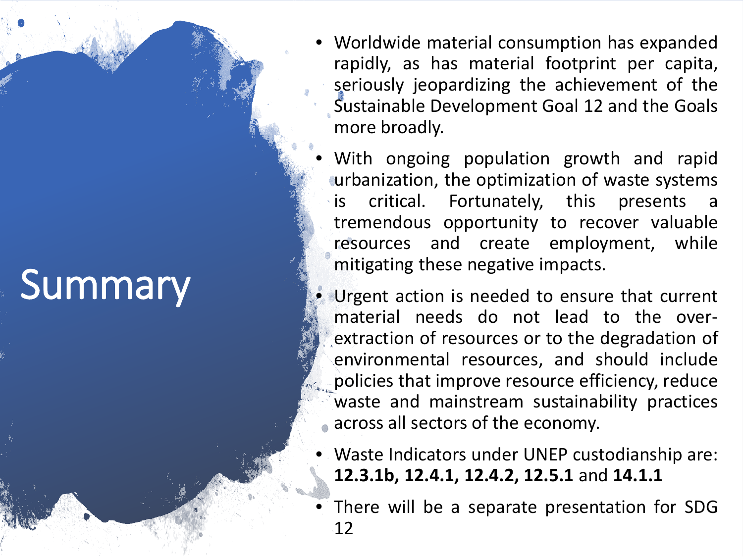# Summary

- Worldwide material consumption has expanded rapidly, as has material footprint per capita, seriously jeopardizing the achievement of the Sustainable Development Goal 12 and the Goals more broadly.
- With ongoing population growth and rapid urbanization, the optimization of waste systems is critical. Fortunately, this presents a tremendous opportunity to recover valuable resources and create employment, while mitigating these negative impacts.
- Urgent action is needed to ensure that current material needs do not lead to the over-extraction of resources or to the degradation of environmental resources, and should include policies that improve resource efficiency, reduce waste and mainstream sustainability practices across all sectors of the economy.
- Waste Indicators under UNEP custodianship are: **12.3.1b, 12.4.1, 12.4.2, 12.5.1** and **14.1.1**
- There will be a separate presentation for SDG 12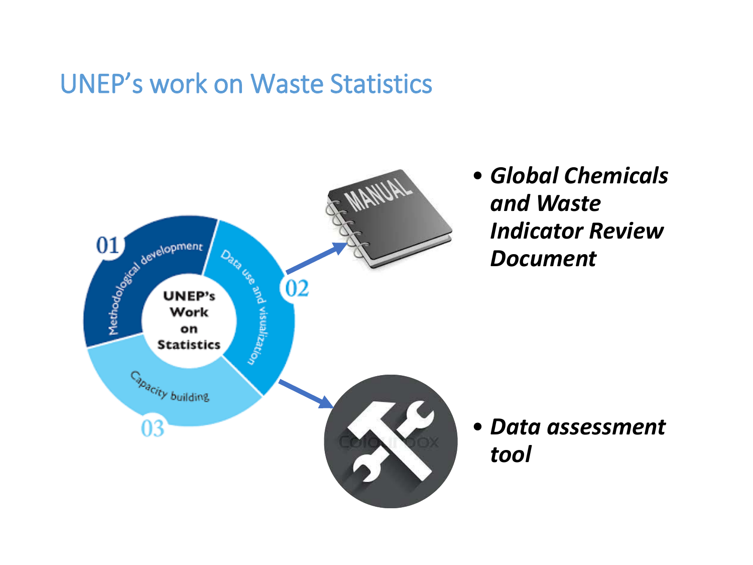# UNEP's work on Waste Statistics

- 01 Methodological development
- 02 Data use and visualization
- 03 Capacity building

UNEP's Work on Statistics

- ***Global Chemicals and Waste Indicator Review Document***
- ***Data assessment tool***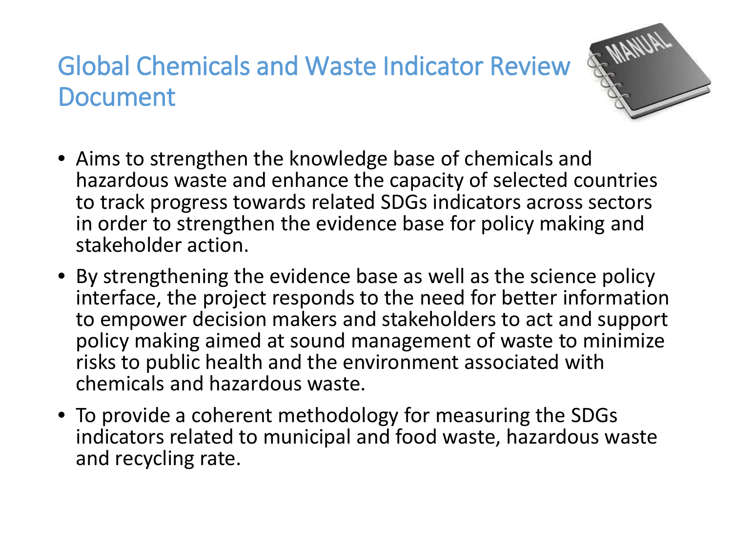# Global Chemicals and Waste Indicator Review Document

- Aims to strengthen the knowledge base of chemicals and hazardous waste and enhance the capacity of selected countries to track progress towards related SDGs indicators across sectors in order to strengthen the evidence base for policy making and stakeholder action.
- By strengthening the evidence base as well as the science policy interface, the project responds to the need for better information to empower decision makers and stakeholders to act and support policy making aimed at sound management of waste to minimize risks to public health and the environment associated with chemicals and hazardous waste.
- To provide a coherent methodology for measuring the SDGs indicators related to municipal and food waste, hazardous waste and recycling rate.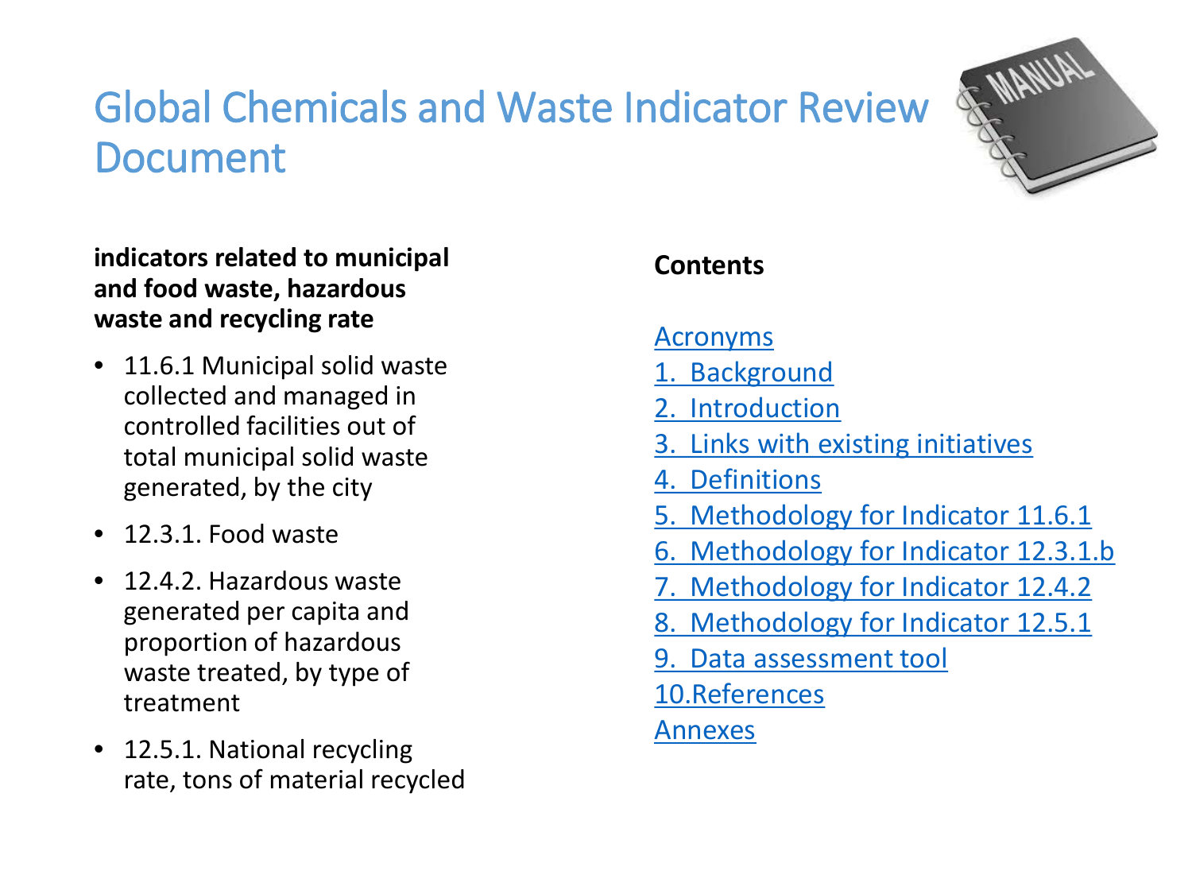# Global Chemicals and Waste Indicator Review Document

**indicators related to municipal and food waste, hazardous waste and recycling rate**

- 11.6.1 Municipal solid waste collected and managed in controlled facilities out of total municipal solid waste generated, by the city
- 12.3.1. Food waste
- 12.4.2. Hazardous waste generated per capita and proportion of hazardous waste treated, by type of treatment
- 12.5.1. National recycling rate, tons of material recycled

**Contents**

Acronyms
1. Background
2. Introduction
3. Links with existing initiatives
4. Definitions
5. Methodology for Indicator 11.6.1
6. Methodology for Indicator 12.3.1.b
7. Methodology for Indicator 12.4.2
8. Methodology for Indicator 12.5.1
9. Data assessment tool
10. References

Annexes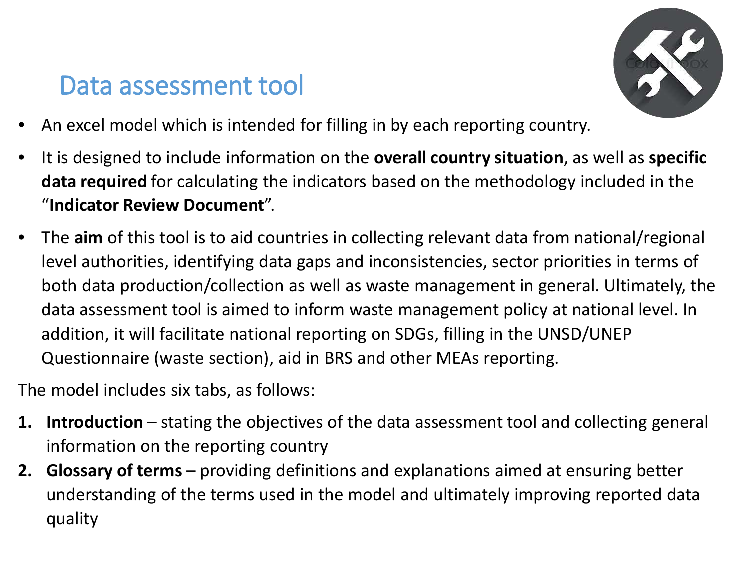# Data assessment tool

- An excel model which is intended for filling in by each reporting country.
- It is designed to include information on the **overall country situation**, as well as **specific data required** for calculating the indicators based on the methodology included in the "**Indicator Review Document**".
- The **aim** of this tool is to aid countries in collecting relevant data from national/regional level authorities, identifying data gaps and inconsistencies, sector priorities in terms of both data production/collection as well as waste management in general. Ultimately, the data assessment tool is aimed to inform waste management policy at national level. In addition, it will facilitate national reporting on SDGs, filling in the UNSD/UNEP Questionnaire (waste section), aid in BRS and other MEAs reporting.

The model includes six tabs, as follows:

1. **Introduction** – stating the objectives of the data assessment tool and collecting general information on the reporting country
2. **Glossary of terms** – providing definitions and explanations aimed at ensuring better understanding of the terms used in the model and ultimately improving reported data quality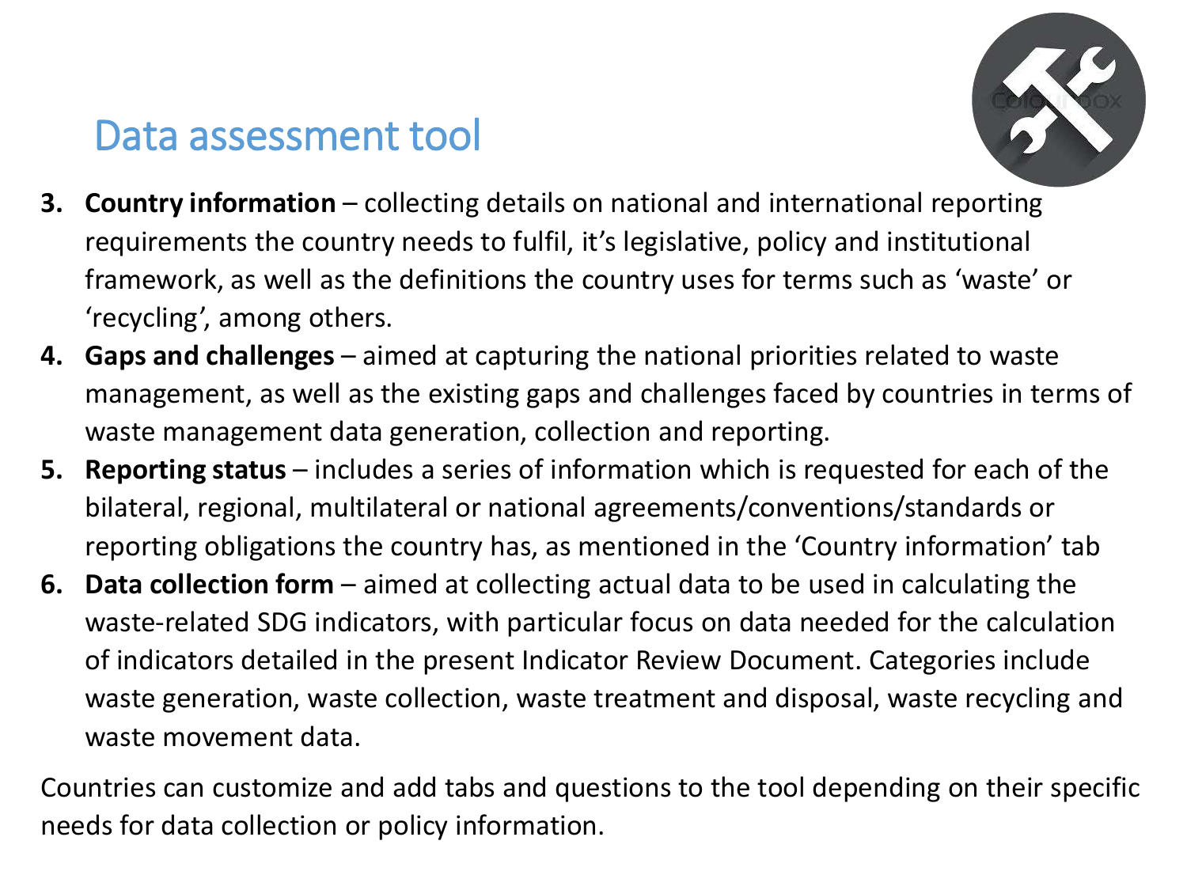# Data assessment tool

3. **Country information** – collecting details on national and international reporting requirements the country needs to fulfil, it's legislative, policy and institutional framework, as well as the definitions the country uses for terms such as 'waste' or 'recycling', among others.
4. **Gaps and challenges** – aimed at capturing the national priorities related to waste management, as well as the existing gaps and challenges faced by countries in terms of waste management data generation, collection and reporting.
5. **Reporting status** – includes a series of information which is requested for each of the bilateral, regional, multilateral or national agreements/conventions/standards or reporting obligations the country has, as mentioned in the 'Country information' tab
6. **Data collection form** – aimed at collecting actual data to be used in calculating the waste-related SDG indicators, with particular focus on data needed for the calculation of indicators detailed in the present Indicator Review Document. Categories include waste generation, waste collection, waste treatment and disposal, waste recycling and waste movement data.

Countries can customize and add tabs and questions to the tool depending on their specific needs for data collection or policy information.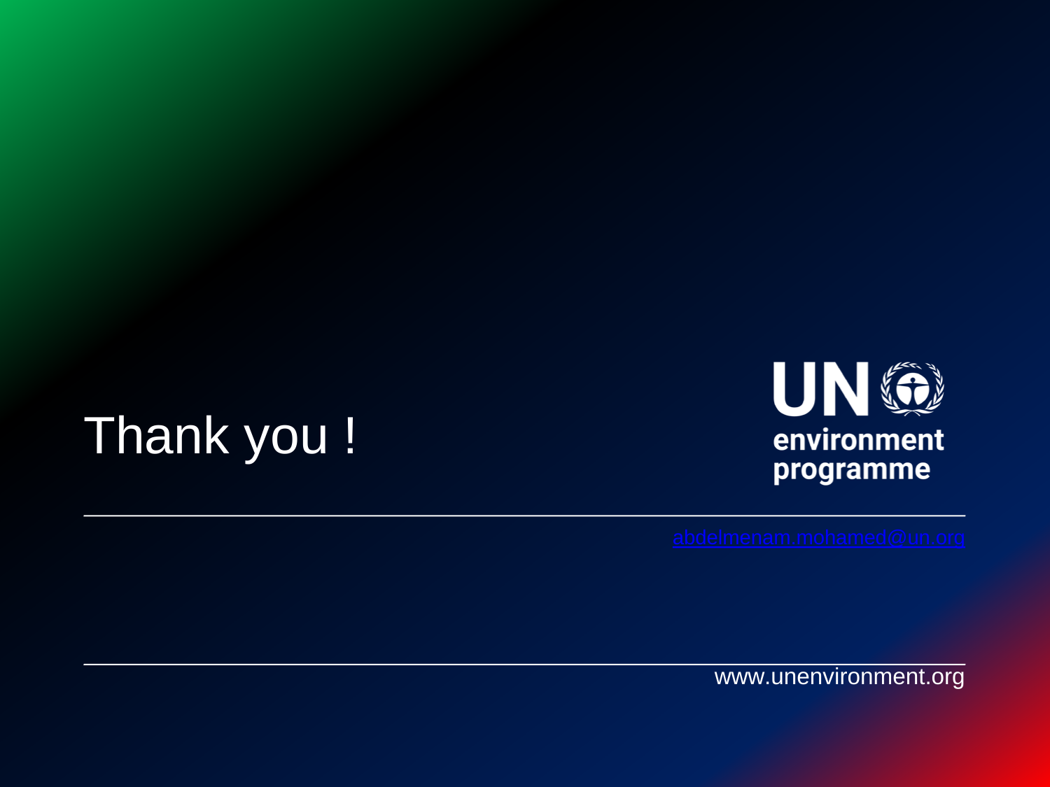# Thank you !

UN environment programme

abdelmenam.mohamed@un.org

www.unenvironment.org